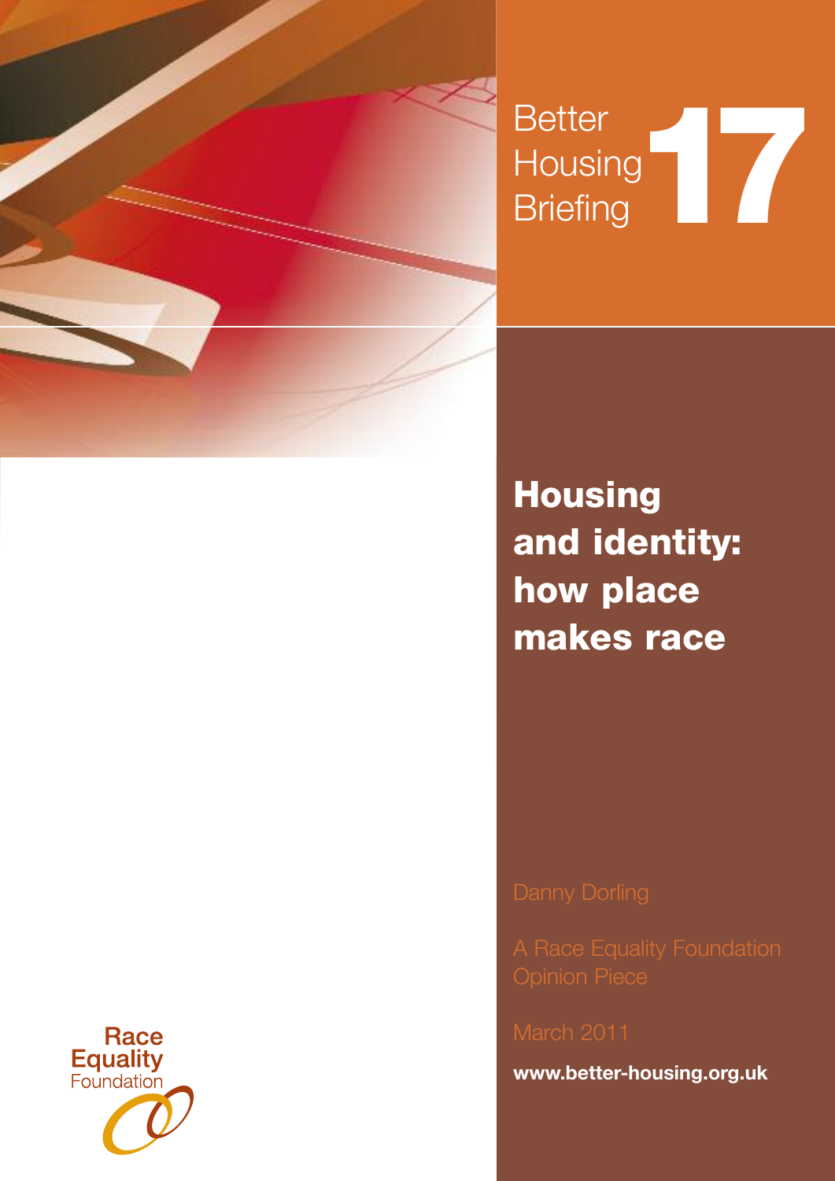Better Housing Briefing **17**

# Housing and identity: how place makes race

Danny Dorling

A Race Equality Foundation Opinion Piece

March 2011

**www.better-housing.org.uk**

Race Equality Foundation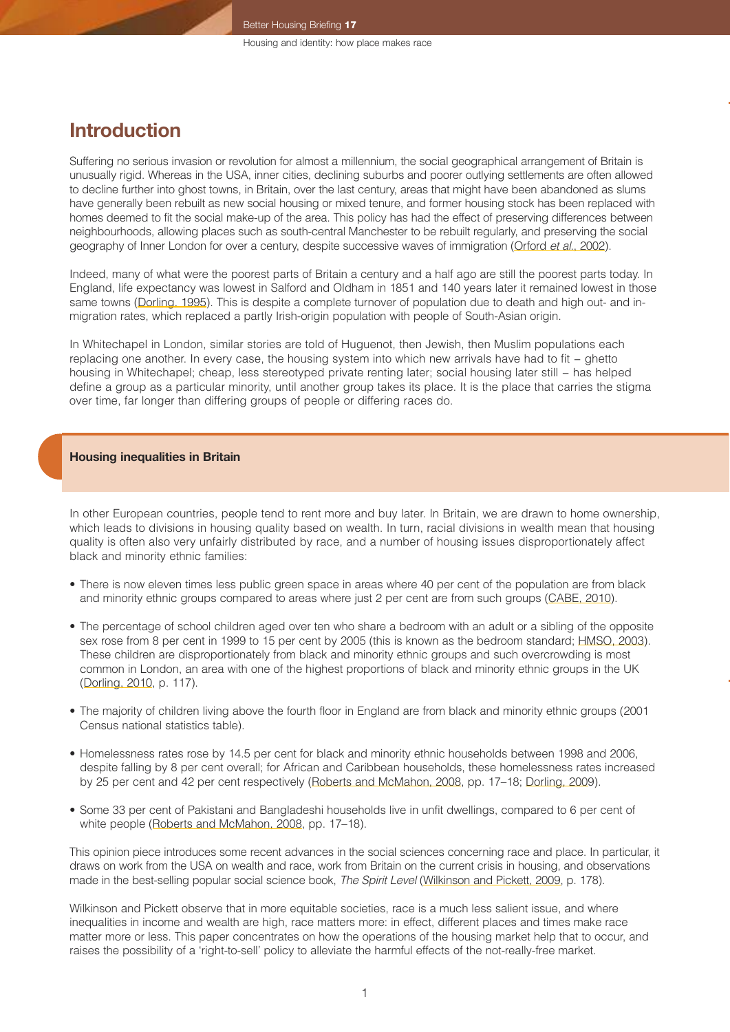## Introduction

Suffering no serious invasion or revolution for almost a millennium, the social geographical arrangement of Britain is unusually rigid. Whereas in the USA, inner cities, declining suburbs and poorer outlying settlements are often allowed to decline further into ghost towns, in Britain, over the last century, areas that might have been abandoned as slums have generally been rebuilt as new social housing or mixed tenure, and former housing stock has been replaced with homes deemed to fit the social make-up of the area. This policy has had the effect of preserving differences between neighbourhoods, allowing places such as south-central Manchester to be rebuilt regularly, and preserving the social geography of Inner London for over a century, despite successive waves of immigration (Orford *et al*., 2002).

Indeed, many of what were the poorest parts of Britain a century and a half ago are still the poorest parts today. In England, life expectancy was lowest in Salford and Oldham in 1851 and 140 years later it remained lowest in those same towns (Dorling, 1995). This is despite a complete turnover of population due to death and high out- and in-migration rates, which replaced a partly Irish-origin population with people of South-Asian origin.

In Whitechapel in London, similar stories are told of Huguenot, then Jewish, then Muslim populations each replacing one another. In every case, the housing system into which new arrivals have had to fit – ghetto housing in Whitechapel; cheap, less stereotyped private renting later; social housing later still – has helped define a group as a particular minority, until another group takes its place. It is the place that carries the stigma over time, far longer than differing groups of people or differing races do.

### Housing inequalities in Britain

In other European countries, people tend to rent more and buy later. In Britain, we are drawn to home ownership, which leads to divisions in housing quality based on wealth. In turn, racial divisions in wealth mean that housing quality is often also very unfairly distributed by race, and a number of housing issues disproportionately affect black and minority ethnic families:

- There is now eleven times less public green space in areas where 40 per cent of the population are from black and minority ethnic groups compared to areas where just 2 per cent are from such groups (CABE, 2010).
- The percentage of school children aged over ten who share a bedroom with an adult or a sibling of the opposite sex rose from 8 per cent in 1999 to 15 per cent by 2005 (this is known as the bedroom standard; HMSO, 2003). These children are disproportionately from black and minority ethnic groups and such overcrowding is most common in London, an area with one of the highest proportions of black and minority ethnic groups in the UK (Dorling, 2010, p. 117).
- The majority of children living above the fourth floor in England are from black and minority ethnic groups (2001 Census national statistics table).
- Homelessness rates rose by 14.5 per cent for black and minority ethnic households between 1998 and 2006, despite falling by 8 per cent overall; for African and Caribbean households, these homelessness rates increased by 25 per cent and 42 per cent respectively (Roberts and McMahon, 2008, pp. 17–18; Dorling, 2009).
- Some 33 per cent of Pakistani and Bangladeshi households live in unfit dwellings, compared to 6 per cent of white people (Roberts and McMahon, 2008, pp. 17–18).

This opinion piece introduces some recent advances in the social sciences concerning race and place. In particular, it draws on work from the USA on wealth and race, work from Britain on the current crisis in housing, and observations made in the best-selling popular social science book, *The Spirit Level* (Wilkinson and Pickett, 2009, p. 178).

Wilkinson and Pickett observe that in more equitable societies, race is a much less salient issue, and where inequalities in income and wealth are high, race matters more: in effect, different places and times make race matter more or less. This paper concentrates on how the operations of the housing market help that to occur, and raises the possibility of a 'right-to-sell' policy to alleviate the harmful effects of the not-really-free market.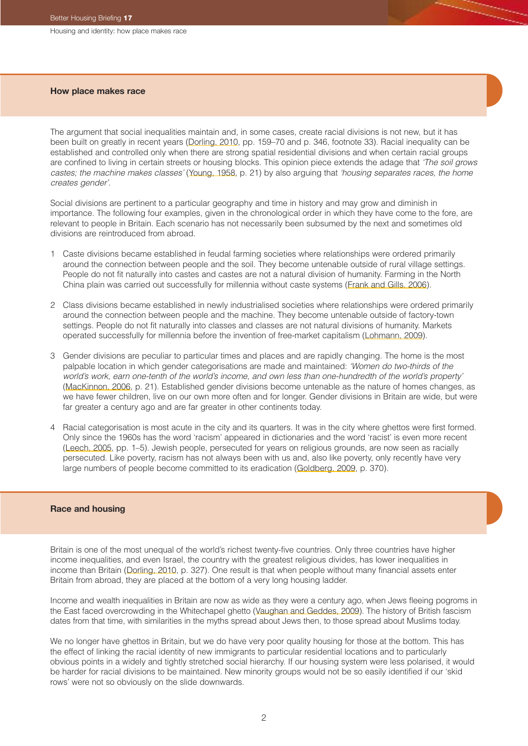## How place makes race

The argument that social inequalities maintain and, in some cases, create racial divisions is not new, but it has been built on greatly in recent years (Dorling, 2010, pp. 159–70 and p. 346, footnote 33). Racial inequality can be established and controlled only when there are strong spatial residential divisions and when certain racial groups are confined to living in certain streets or housing blocks. This opinion piece extends the adage that *'The soil grows castes; the machine makes classes'* (Young, 1958, p. 21) by also arguing that *'housing separates races, the home creates gender'*.

Social divisions are pertinent to a particular geography and time in history and may grow and diminish in importance. The following four examples, given in the chronological order in which they have come to the fore, are relevant to people in Britain. Each scenario has not necessarily been subsumed by the next and sometimes old divisions are reintroduced from abroad.

1. Caste divisions became established in feudal farming societies where relationships were ordered primarily around the connection between people and the soil. They become untenable outside of rural village settings. People do not fit naturally into castes and castes are not a natural division of humanity. Farming in the North China plain was carried out successfully for millennia without caste systems (Frank and Gills, 2006).

2. Class divisions became established in newly industrialised societies where relationships were ordered primarily around the connection between people and the machine. They become untenable outside of factory-town settings. People do not fit naturally into classes and classes are not natural divisions of humanity. Markets operated successfully for millennia before the invention of free-market capitalism (Lohmann, 2009).

3. Gender divisions are peculiar to particular times and places and are rapidly changing. The home is the most palpable location in which gender categorisations are made and maintained: *'Women do two-thirds of the world's work, earn one-tenth of the world's income, and own less than one-hundredth of the world's property'* (MacKinnon, 2006, p. 21). Established gender divisions become untenable as the nature of homes changes, as we have fewer children, live on our own more often and for longer. Gender divisions in Britain are wide, but were far greater a century ago and are far greater in other continents today.

4. Racial categorisation is most acute in the city and its quarters. It was in the city where ghettos were first formed. Only since the 1960s has the word 'racism' appeared in dictionaries and the word 'racist' is even more recent (Leech, 2005, pp. 1–5). Jewish people, persecuted for years on religious grounds, are now seen as racially persecuted. Like poverty, racism has not always been with us and, also like poverty, only recently have very large numbers of people become committed to its eradication (Goldberg, 2009, p. 370).

## Race and housing

Britain is one of the most unequal of the world's richest twenty-five countries. Only three countries have higher income inequalities, and even Israel, the country with the greatest religious divides, has lower inequalities in income than Britain (Dorling, 2010, p. 327). One result is that when people without many financial assets enter Britain from abroad, they are placed at the bottom of a very long housing ladder.

Income and wealth inequalities in Britain are now as wide as they were a century ago, when Jews fleeing pogroms in the East faced overcrowding in the Whitechapel ghetto (Vaughan and Geddes, 2009). The history of British fascism dates from that time, with similarities in the myths spread about Jews then, to those spread about Muslims today.

We no longer have ghettos in Britain, but we do have very poor quality housing for those at the bottom. This has the effect of linking the racial identity of new immigrants to particular residential locations and to particularly obvious points in a widely and tightly stretched social hierarchy. If our housing system were less polarised, it would be harder for racial divisions to be maintained. New minority groups would not be so easily identified if our 'skid rows' were not so obviously on the slide downwards.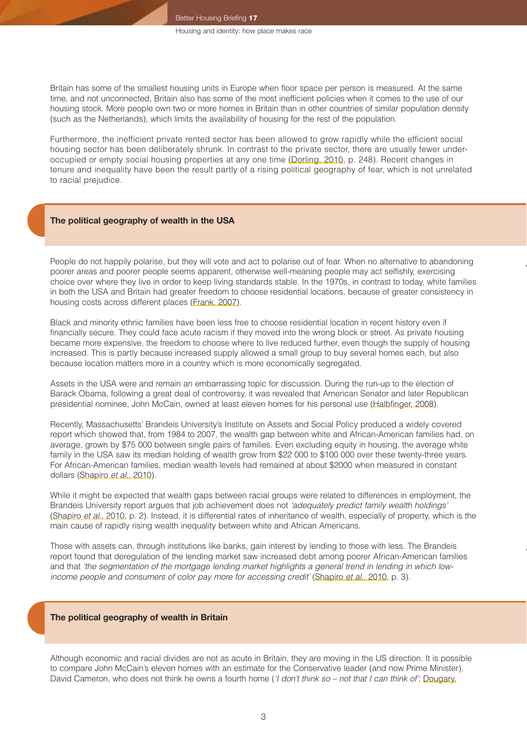Britain has some of the smallest housing units in Europe when floor space per person is measured. At the same time, and not unconnected, Britain also has some of the most inefficient policies when it comes to the use of our housing stock. More people own two or more homes in Britain than in other countries of similar population density (such as the Netherlands), which limits the availability of housing for the rest of the population.

Furthermore, the inefficient private rented sector has been allowed to grow rapidly while the efficient social housing sector has been deliberately shrunk. In contrast to the private sector, there are usually fewer under-occupied or empty social housing properties at any one time (Dorling, 2010, p. 248). Recent changes in tenure and inequality have been the result partly of a rising political geography of fear, which is not unrelated to racial prejudice.

## The political geography of wealth in the USA

People do not happily polarise, but they will vote and act to polarise out of fear. When no alternative to abandoning poorer areas and poorer people seems apparent, otherwise well-meaning people may act selfishly, exercising choice over where they live in order to keep living standards stable. In the 1970s, in contrast to today, white families in both the USA and Britain had greater freedom to choose residential locations, because of greater consistency in housing costs across different places (Frank, 2007).

Black and minority ethnic families have been less free to choose residential location in recent history even if financially secure. They could face acute racism if they moved into the wrong block or street. As private housing became more expensive, the freedom to choose where to live reduced further, even though the supply of housing increased. This is partly because increased supply allowed a small group to buy several homes each, but also because location matters more in a country which is more economically segregated.

Assets in the USA were and remain an embarrassing topic for discussion. During the run-up to the election of Barack Obama, following a great deal of controversy, it was revealed that American Senator and later Republican presidential nominee, John McCain, owned at least eleven homes for his personal use (Halbfinger, 2008).

Recently, Massachusetts' Brandeis University's Institute on Assets and Social Policy produced a widely covered report which showed that, from 1984 to 2007, the wealth gap between white and African-American families had, on average, grown by $75 000 between single pairs of families. Even excluding equity in housing, the average white family in the USA saw its median holding of wealth grow from $22 000 to $100 000 over these twenty-three years. For African-American families, median wealth levels had remained at about $2000 when measured in constant dollars (Shapiro *et al.*, 2010).

While it might be expected that wealth gaps between racial groups were related to differences in employment, the Brandeis University report argues that job achievement does not *'adequately predict family wealth holdings'* (Shapiro *et al.*, 2010, p. 2). Instead, it is differential rates of inheritance of wealth, especially of property, which is the main cause of rapidly rising wealth inequality between white and African Americans.

Those with assets can, through institutions like banks, gain interest by lending to those with less. The Brandeis report found that deregulation of the lending market saw increased debt among poorer African-American families and that *'the segmentation of the mortgage lending market highlights a general trend in lending in which low-income people and consumers of color pay more for accessing credit'* (Shapiro *et al.*, 2010, p. 3).

## The political geography of wealth in Britain

Although economic and racial divides are not as acute in Britain, they are moving in the US direction. It is possible to compare John McCain's eleven homes with an estimate for the Conservative leader (and now Prime Minister), David Cameron, who does not think he owns a fourth home (*'I don't think so – not that I can think of'*; Dougary,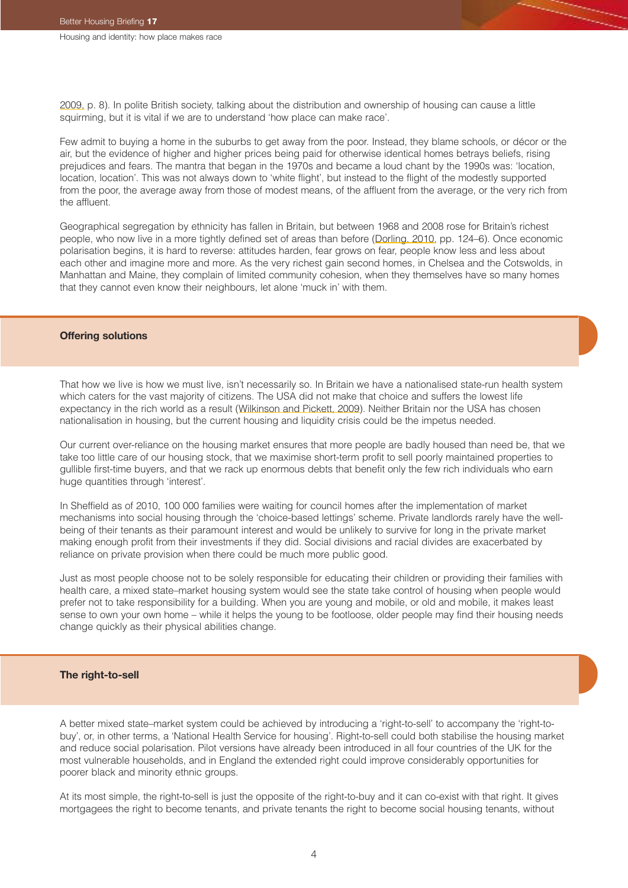2009, p. 8). In polite British society, talking about the distribution and ownership of housing can cause a little squirming, but it is vital if we are to understand 'how place can make race'.

Few admit to buying a home in the suburbs to get away from the poor. Instead, they blame schools, or décor or the air, but the evidence of higher and higher prices being paid for otherwise identical homes betrays beliefs, rising prejudices and fears. The mantra that began in the 1970s and became a loud chant by the 1990s was: 'location, location, location'. This was not always down to 'white flight', but instead to the flight of the modestly supported from the poor, the average away from those of modest means, of the affluent from the average, or the very rich from the affluent.

Geographical segregation by ethnicity has fallen in Britain, but between 1968 and 2008 rose for Britain's richest people, who now live in a more tightly defined set of areas than before (Dorling, 2010, pp. 124–6). Once economic polarisation begins, it is hard to reverse: attitudes harden, fear grows on fear, people know less and less about each other and imagine more and more. As the very richest gain second homes, in Chelsea and the Cotswolds, in Manhattan and Maine, they complain of limited community cohesion, when they themselves have so many homes that they cannot even know their neighbours, let alone 'muck in' with them.

## Offering solutions

That how we live is how we must live, isn't necessarily so. In Britain we have a nationalised state-run health system which caters for the vast majority of citizens. The USA did not make that choice and suffers the lowest life expectancy in the rich world as a result (Wilkinson and Pickett, 2009). Neither Britain nor the USA has chosen nationalisation in housing, but the current housing and liquidity crisis could be the impetus needed.

Our current over-reliance on the housing market ensures that more people are badly housed than need be, that we take too little care of our housing stock, that we maximise short-term profit to sell poorly maintained properties to gullible first-time buyers, and that we rack up enormous debts that benefit only the few rich individuals who earn huge quantities through 'interest'.

In Sheffield as of 2010, 100 000 families were waiting for council homes after the implementation of market mechanisms into social housing through the 'choice-based lettings' scheme. Private landlords rarely have the well-being of their tenants as their paramount interest and would be unlikely to survive for long in the private market making enough profit from their investments if they did. Social divisions and racial divides are exacerbated by reliance on private provision when there could be much more public good.

Just as most people choose not to be solely responsible for educating their children or providing their families with health care, a mixed state–market housing system would see the state take control of housing when people would prefer not to take responsibility for a building. When you are young and mobile, or old and mobile, it makes least sense to own your own home – while it helps the young to be footloose, older people may find their housing needs change quickly as their physical abilities change.

## The right-to-sell

A better mixed state–market system could be achieved by introducing a 'right-to-sell' to accompany the 'right-to-buy', or, in other terms, a 'National Health Service for housing'. Right-to-sell could both stabilise the housing market and reduce social polarisation. Pilot versions have already been introduced in all four countries of the UK for the most vulnerable households, and in England the extended right could improve considerably opportunities for poorer black and minority ethnic groups.

At its most simple, the right-to-sell is just the opposite of the right-to-buy and it can co-exist with that right. It gives mortgagees the right to become tenants, and private tenants the right to become social housing tenants, without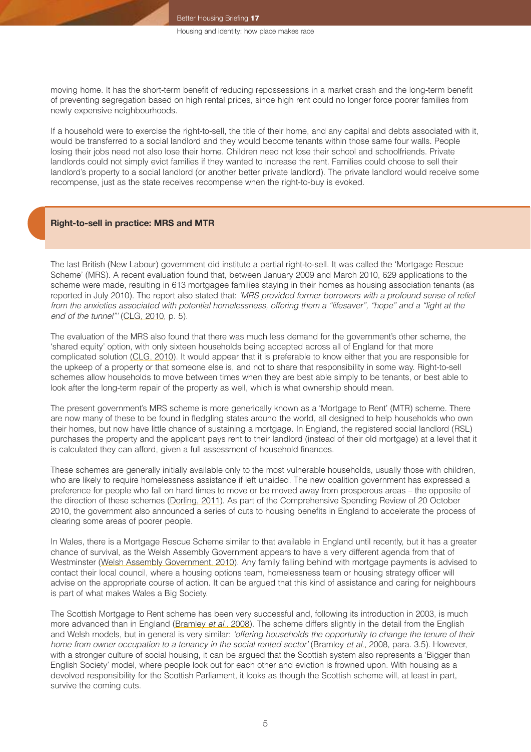moving home. It has the short-term benefit of reducing repossessions in a market crash and the long-term benefit of preventing segregation based on high rental prices, since high rent could no longer force poorer families from newly expensive neighbourhoods.

If a household were to exercise the right-to-sell, the title of their home, and any capital and debts associated with it, would be transferred to a social landlord and they would become tenants within those same four walls. People losing their jobs need not also lose their home. Children need not lose their school and schoolfriends. Private landlords could not simply evict families if they wanted to increase the rent. Families could choose to sell their landlord's property to a social landlord (or another better private landlord). The private landlord would receive some recompense, just as the state receives recompense when the right-to-buy is evoked.

## Right-to-sell in practice: MRS and MTR

The last British (New Labour) government did institute a partial right-to-sell. It was called the 'Mortgage Rescue Scheme' (MRS). A recent evaluation found that, between January 2009 and March 2010, 629 applications to the scheme were made, resulting in 613 mortgagee families staying in their homes as housing association tenants (as reported in July 2010). The report also stated that: *'MRS provided former borrowers with a profound sense of relief from the anxieties associated with potential homelessness, offering them a "lifesaver", "hope" and a "light at the end of the tunnel"'* (CLG, 2010, p. 5).

The evaluation of the MRS also found that there was much less demand for the government's other scheme, the 'shared equity' option, with only sixteen households being accepted across all of England for that more complicated solution (CLG, 2010). It would appear that it is preferable to know either that you are responsible for the upkeep of a property or that someone else is, and not to share that responsibility in some way. Right-to-sell schemes allow households to move between times when they are best able simply to be tenants, or best able to look after the long-term repair of the property as well, which is what ownership should mean.

The present government's MRS scheme is more generically known as a 'Mortgage to Rent' (MTR) scheme. There are now many of these to be found in fledgling states around the world, all designed to help households who own their homes, but now have little chance of sustaining a mortgage. In England, the registered social landlord (RSL) purchases the property and the applicant pays rent to their landlord (instead of their old mortgage) at a level that it is calculated they can afford, given a full assessment of household finances.

These schemes are generally initially available only to the most vulnerable households, usually those with children, who are likely to require homelessness assistance if left unaided. The new coalition government has expressed a preference for people who fall on hard times to move or be moved away from prosperous areas – the opposite of the direction of these schemes (Dorling, 2011). As part of the Comprehensive Spending Review of 20 October 2010, the government also announced a series of cuts to housing benefits in England to accelerate the process of clearing some areas of poorer people.

In Wales, there is a Mortgage Rescue Scheme similar to that available in England until recently, but it has a greater chance of survival, as the Welsh Assembly Government appears to have a very different agenda from that of Westminster (Welsh Assembly Government, 2010). Any family falling behind with mortgage payments is advised to contact their local council, where a housing options team, homelessness team or housing strategy officer will advise on the appropriate course of action. It can be argued that this kind of assistance and caring for neighbours is part of what makes Wales a Big Society.

The Scottish Mortgage to Rent scheme has been very successful and, following its introduction in 2003, is much more advanced than in England (Bramley *et al.*, 2008). The scheme differs slightly in the detail from the English and Welsh models, but in general is very similar: *'offering households the opportunity to change the tenure of their home from owner occupation to a tenancy in the social rented sector'* (Bramley *et al.*, 2008, para. 3.5). However, with a stronger culture of social housing, it can be argued that the Scottish system also represents a 'Bigger than English Society' model, where people look out for each other and eviction is frowned upon. With housing as a devolved responsibility for the Scottish Parliament, it looks as though the Scottish scheme will, at least in part, survive the coming cuts.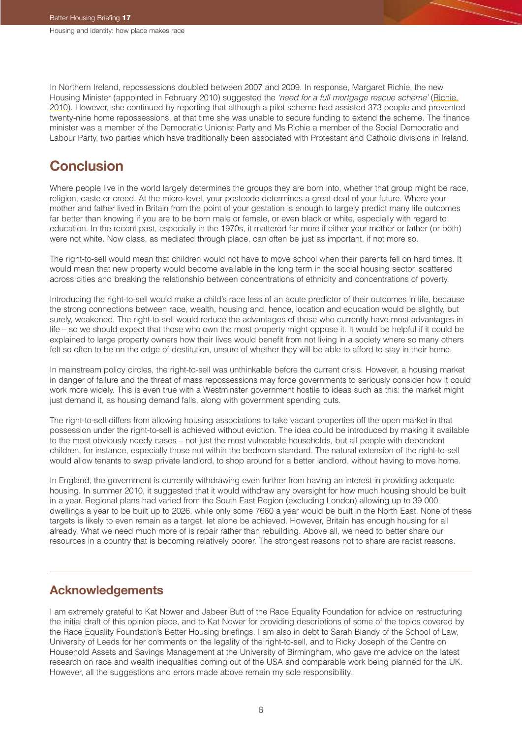In Northern Ireland, repossessions doubled between 2007 and 2009. In response, Margaret Richie, the new Housing Minister (appointed in February 2010) suggested the *'need for a full mortgage rescue scheme'* (Richie, 2010). However, she continued by reporting that although a pilot scheme had assisted 373 people and prevented twenty-nine home repossessions, at that time she was unable to secure funding to extend the scheme. The finance minister was a member of the Democratic Unionist Party and Ms Richie a member of the Social Democratic and Labour Party, two parties which have traditionally been associated with Protestant and Catholic divisions in Ireland.

## Conclusion

Where people live in the world largely determines the groups they are born into, whether that group might be race, religion, caste or creed. At the micro-level, your postcode determines a great deal of your future. Where your mother and father lived in Britain from the point of your gestation is enough to largely predict many life outcomes far better than knowing if you are to be born male or female, or even black or white, especially with regard to education. In the recent past, especially in the 1970s, it mattered far more if either your mother or father (or both) were not white. Now class, as mediated through place, can often be just as important, if not more so.

The right-to-sell would mean that children would not have to move school when their parents fell on hard times. It would mean that new property would become available in the long term in the social housing sector, scattered across cities and breaking the relationship between concentrations of ethnicity and concentrations of poverty.

Introducing the right-to-sell would make a child's race less of an acute predictor of their outcomes in life, because the strong connections between race, wealth, housing and, hence, location and education would be slightly, but surely, weakened. The right-to-sell would reduce the advantages of those who currently have most advantages in life – so we should expect that those who own the most property might oppose it. It would be helpful if it could be explained to large property owners how their lives would benefit from not living in a society where so many others felt so often to be on the edge of destitution, unsure of whether they will be able to afford to stay in their home.

In mainstream policy circles, the right-to-sell was unthinkable before the current crisis. However, a housing market in danger of failure and the threat of mass repossessions may force governments to seriously consider how it could work more widely. This is even true with a Westminster government hostile to ideas such as this: the market might just demand it, as housing demand falls, along with government spending cuts.

The right-to-sell differs from allowing housing associations to take vacant properties off the open market in that possession under the right-to-sell is achieved without eviction. The idea could be introduced by making it available to the most obviously needy cases – not just the most vulnerable households, but all people with dependent children, for instance, especially those not within the bedroom standard. The natural extension of the right-to-sell would allow tenants to swap private landlord, to shop around for a better landlord, without having to move home.

In England, the government is currently withdrawing even further from having an interest in providing adequate housing. In summer 2010, it suggested that it would withdraw any oversight for how much housing should be built in a year. Regional plans had varied from the South East Region (excluding London) allowing up to 39 000 dwellings a year to be built up to 2026, while only some 7660 a year would be built in the North East. None of these targets is likely to even remain as a target, let alone be achieved. However, Britain has enough housing for all already. What we need much more of is repair rather than rebuilding. Above all, we need to better share our resources in a country that is becoming relatively poorer. The strongest reasons not to share are racist reasons.

## Acknowledgements

I am extremely grateful to Kat Nower and Jabeer Butt of the Race Equality Foundation for advice on restructuring the initial draft of this opinion piece, and to Kat Nower for providing descriptions of some of the topics covered by the Race Equality Foundation's Better Housing briefings. I am also in debt to Sarah Blandy of the School of Law, University of Leeds for her comments on the legality of the right-to-sell, and to Ricky Joseph of the Centre on Household Assets and Savings Management at the University of Birmingham, who gave me advice on the latest research on race and wealth inequalities coming out of the USA and comparable work being planned for the UK. However, all the suggestions and errors made above remain my sole responsibility.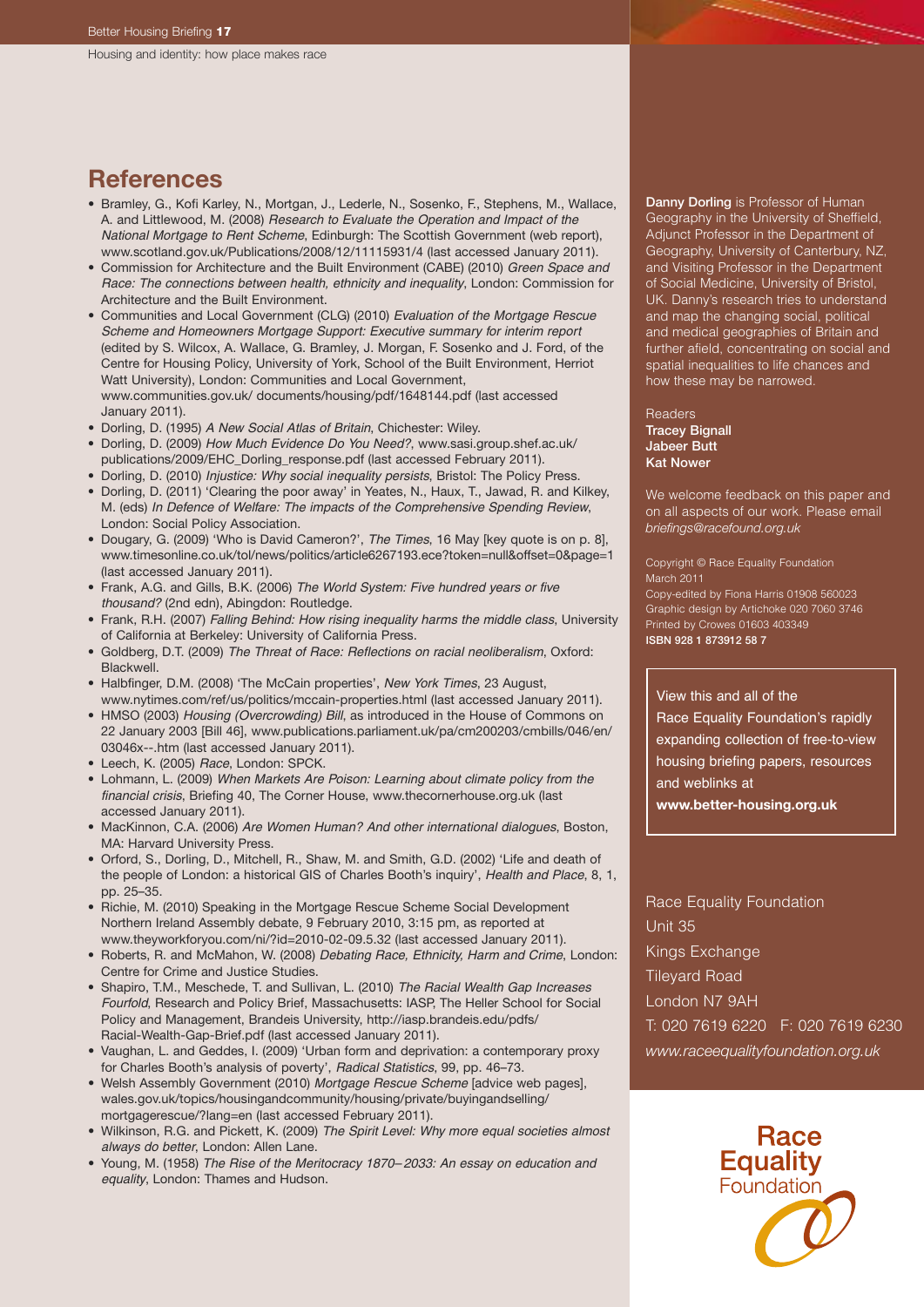## References

- Bramley, G., Kofi Karley, N., Mortgan, J., Lederle, N., Sosenko, F., Stephens, M., Wallace, A. and Littlewood, M. (2008) *Research to Evaluate the Operation and Impact of the National Mortgage to Rent Scheme*, Edinburgh: The Scottish Government (web report), www.scotland.gov.uk/Publications/2008/12/11115931/4 (last accessed January 2011).
- Commission for Architecture and the Built Environment (CABE) (2010) *Green Space and Race: The connections between health, ethnicity and inequality*, London: Commission for Architecture and the Built Environment.
- Communities and Local Government (CLG) (2010) *Evaluation of the Mortgage Rescue Scheme and Homeowners Mortgage Support: Executive summary for interim report* (edited by S. Wilcox, A. Wallace, G. Bramley, J. Morgan, F. Sosenko and J. Ford, of the Centre for Housing Policy, University of York, School of the Built Environment, Herriot Watt University), London: Communities and Local Government, www.communities.gov.uk/ documents/housing/pdf/1648144.pdf (last accessed January 2011).
- Dorling, D. (1995) *A New Social Atlas of Britain*, Chichester: Wiley.
- Dorling, D. (2009) *How Much Evidence Do You Need?*, www.sasi.group.shef.ac.uk/ publications/2009/EHC_Dorling_response.pdf (last accessed February 2011).
- Dorling, D. (2010) *Injustice: Why social inequality persists*, Bristol: The Policy Press.
- Dorling, D. (2011) 'Clearing the poor away' in Yeates, N., Haux, T., Jawad, R. and Kilkey, M. (eds) *In Defence of Welfare: The impacts of the Comprehensive Spending Review*, London: Social Policy Association.
- Dougary, G. (2009) 'Who is David Cameron?', *The Times*, 16 May [key quote is on p. 8], www.timesonline.co.uk/tol/news/politics/article6267193.ece?token=null&offset=0&page=1 (last accessed January 2011).
- Frank, A.G. and Gills, B.K. (2006) *The World System: Five hundred years or five thousand?* (2nd edn), Abingdon: Routledge.
- Frank, R.H. (2007) *Falling Behind: How rising inequality harms the middle class*, University of California at Berkeley: University of California Press.
- Goldberg, D.T. (2009) *The Threat of Race: Reflections on racial neoliberalism*, Oxford: Blackwell.
- Halbfinger, D.M. (2008) 'The McCain properties', *New York Times*, 23 August, www.nytimes.com/ref/us/politics/mccain-properties.html (last accessed January 2011).
- HMSO (2003) *Housing (Overcrowding) Bill*, as introduced in the House of Commons on 22 January 2003 [Bill 46], www.publications.parliament.uk/pa/cm200203/cmbills/046/en/ 03046x--.htm (last accessed January 2011).
- Leech, K. (2005) *Race*, London: SPCK.
- Lohmann, L. (2009) *When Markets Are Poison: Learning about climate policy from the financial crisis*, Briefing 40, The Corner House, www.thecornerhouse.org.uk (last accessed January 2011).
- MacKinnon, C.A. (2006) *Are Women Human? And other international dialogues*, Boston, MA: Harvard University Press.
- Orford, S., Dorling, D., Mitchell, R., Shaw, M. and Smith, G.D. (2002) 'Life and death of the people of London: a historical GIS of Charles Booth's inquiry', *Health and Place*, 8, 1, pp. 25–35.
- Richie, M. (2010) Speaking in the Mortgage Rescue Scheme Social Development Northern Ireland Assembly debate, 9 February 2010, 3:15 pm, as reported at www.theyworkforyou.com/ni/?id=2010-02-09.5.32 (last accessed January 2011).
- Roberts, R. and McMahon, W. (2008) *Debating Race, Ethnicity, Harm and Crime*, London: Centre for Crime and Justice Studies.
- Shapiro, T.M., Meschede, T. and Sullivan, L. (2010) *The Racial Wealth Gap Increases Fourfold*, Research and Policy Brief, Massachusetts: IASP, The Heller School for Social Policy and Management, Brandeis University, http://iasp.brandeis.edu/pdfs/ Racial-Wealth-Gap-Brief.pdf (last accessed January 2011).
- Vaughan, L. and Geddes, I. (2009) 'Urban form and deprivation: a contemporary proxy for Charles Booth's analysis of poverty', *Radical Statistics*, 99, pp. 46–73.
- Welsh Assembly Government (2010) *Mortgage Rescue Scheme* [advice web pages], wales.gov.uk/topics/housingandcommunity/housing/private/buyingandselling/ mortgagerescue/?lang=en (last accessed February 2011).
- Wilkinson, R.G. and Pickett, K. (2009) *The Spirit Level: Why more equal societies almost always do better*, London: Allen Lane.
- Young, M. (1958) *The Rise of the Meritocracy 1870–2033: An essay on education and equality*, London: Thames and Hudson.

**Danny Dorling** is Professor of Human Geography in the University of Sheffield, Adjunct Professor in the Department of Geography, University of Canterbury, NZ, and Visiting Professor in the Department of Social Medicine, University of Bristol, UK. Danny's research tries to understand and map the changing social, political and medical geographies of Britain and further afield, concentrating on social and spatial inequalities to life chances and how these may be narrowed.

Readers
**Tracey Bignall**
**Jabeer Butt**
**Kat Nower**

We welcome feedback on this paper and on all aspects of our work. Please email *briefings@racefound.org.uk*

Copyright © Race Equality Foundation
March 2011
Copy-edited by Fiona Harris 01908 560023
Graphic design by Artichoke 020 7060 3746
Printed by Crowes 01603 403349
**ISBN 928 1 873912 58 7**

View this and all of the Race Equality Foundation's rapidly expanding collection of free-to-view housing briefing papers, resources and weblinks at **www.better-housing.org.uk**

Race Equality Foundation
Unit 35
Kings Exchange
Tileyard Road
London N7 9AH
T: 020 7619 6220 F: 020 7619 6230
*www.raceequalityfoundation.org.uk*

Race Equality Foundation